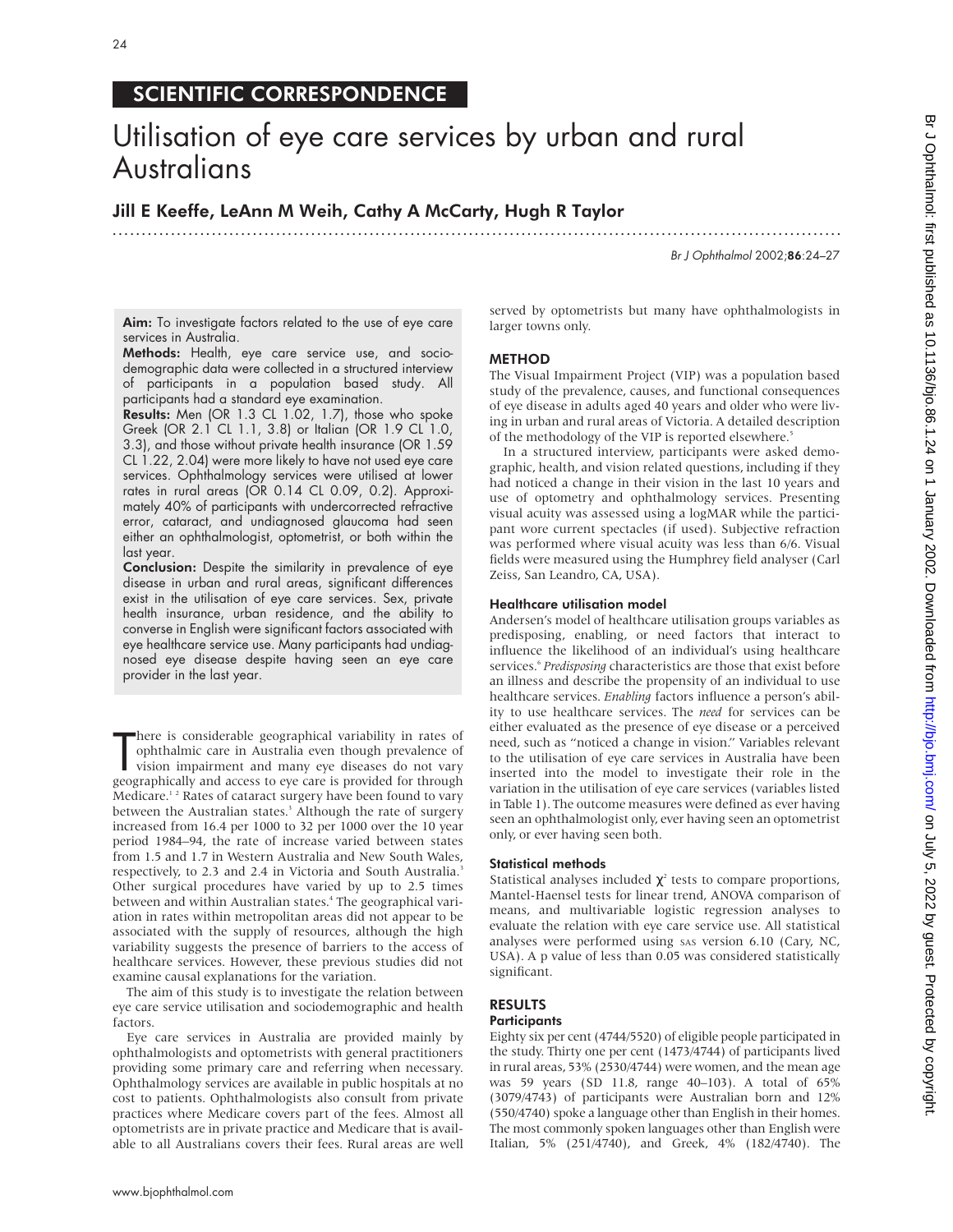## SCIENTIFIC CORRESPONDENCE

# Utilisation of eye care services by urban and rural Australians

**Jill E Keeffe, LeAnn M Weih, Cathy A McCarty, Hugh R Taylor**

**Aim:** To investigate factors related to the use of eye care services in Australia.

**Methods:** Health, eye care service use, and sociodemographic data were collected in a structured interview of participants in a population based study. All participants had a standard eye examination.

**Results:** Men (OR 1.3 CL 1.02, 1.7), those who spoke Greek (OR 2.1 CL 1.1, 3.8) or Italian (OR 1.9 CL 1.0, 3.3), and those without private health insurance (OR 1.59 CL 1.22, 2.04) were more likely to have not used eye care services. Ophthalmology services were utilised at lower rates in rural areas (OR 0.14 CL 0.09, 0.2). Approximately 40% of participants with undercorrected refractive error, cataract, and undiagnosed glaucoma had seen either an ophthalmologist, optometrist, or both within the last year.

**Conclusion:** Despite the similarity in prevalence of eye disease in urban and rural areas, significant differences exist in the utilisation of eye care services. Sex, private health insurance, urban residence, and the ability to converse in English were significant factors associated with eye healthcare service use. Many participants had undiagnosed eye disease despite having seen an eye care provider in the last year.

There is considerable geographical variability in rates of ophthalmic care in Australia even though prevalence of vision impairment and many eye diseases do not vary geographically and access to eye care is provided for through Medicare.[1,2] Rates of cataract surgery have been found to vary between the Australian states.[3] Although the rate of surgery increased from 16.4 per 1000 to 32 per 1000 over the 10 year period 1984–94, the rate of increase varied between states from 1.5 and 1.7 in Western Australia and New South Wales, respectively, to 2.3 and 2.4 in Victoria and South Australia.[3] Other surgical procedures have varied by up to 2.5 times between and within Australian states.[4] The geographical variation in rates within metropolitan areas did not appear to be associated with the supply of resources, although the high variability suggests the presence of barriers to the access of healthcare services. However, these previous studies did not examine causal explanations for the variation.

The aim of this study is to investigate the relation between eye care service utilisation and sociodemographic and health factors.

Eye care services in Australia are provided mainly by ophthalmologists and optometrists with general practitioners providing some primary care and referring when necessary. Ophthalmology services are available in public hospitals at no cost to patients. Ophthalmologists also consult from private practices where Medicare covers part of the fees. Almost all optometrists are in private practice and Medicare that is available to all Australians covers their fees. Rural areas are well served by optometrists but many have ophthalmologists in larger towns only.

## METHOD

The Visual Impairment Project (VIP) was a population based study of the prevalence, causes, and functional consequences of eye disease in adults aged 40 years and older who were living in urban and rural areas of Victoria. A detailed description of the methodology of the VIP is reported elsewhere.[5]

In a structured interview, participants were asked demographic, health, and vision related questions, including if they had noticed a change in their vision in the last 10 years and use of optometry and ophthalmology services. Presenting visual acuity was assessed using a logMAR while the participant wore current spectacles (if used). Subjective refraction was performed where visual acuity was less than 6/6. Visual fields were measured using the Humphrey field analyser (Carl Zeiss, San Leandro, CA, USA).

### Healthcare utilisation model

Andersen's model of healthcare utilisation groups variables as predisposing, enabling, or need factors that interact to influence the likelihood of an individual's using healthcare services.[6] *Predisposing* characteristics are those that exist before an illness and describe the propensity of an individual to use healthcare services. *Enabling* factors influence a person's ability to use healthcare services. The *need* for services can be either evaluated as the presence of eye disease or a perceived need, such as "noticed a change in vision." Variables relevant to the utilisation of eye care services in Australia have been inserted into the model to investigate their role in the variation in the utilisation of eye care services (variables listed in Table 1). The outcome measures were defined as ever having seen an ophthalmologist only, ever having seen an optometrist only, or ever having seen both.

### Statistical methods

Statistical analyses included $\chi^2$ tests to compare proportions, Mantel-Haensel tests for linear trend, ANOVA comparison of means, and multivariable logistic regression analyses to evaluate the relation with eye care service use. All statistical analyses were performed using SAS version 6.10 (Cary, NC, USA). A p value of less than 0.05 was considered statistically significant.

## RESULTS

### Participants

Eighty six per cent (4744/5520) of eligible people participated in the study. Thirty one per cent (1473/4744) of participants lived in rural areas, 53% (2530/4744) were women, and the mean age was 59 years (SD 11.8, range 40–103). A total of 65% (3079/4743) of participants were Australian born and 12% (550/4740) spoke a language other than English in their homes. The most commonly spoken languages other than English were Italian, 5% (251/4740), and Greek, 4% (182/4740). The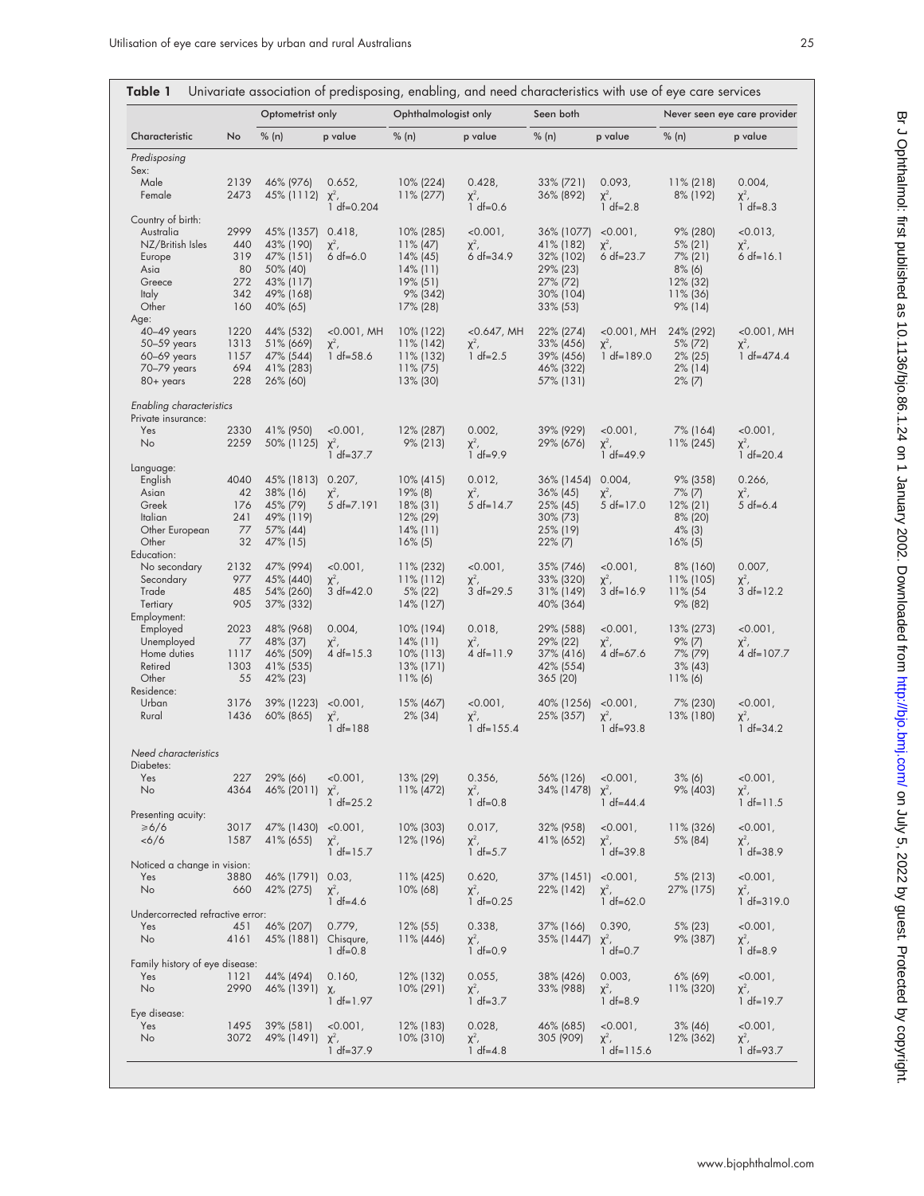**Table 1** Univariate association of predisposing, enabling, and need characteristics with use of eye care services

| | | Optometrist only | | Ophthalmologist only | | Seen both | | Never seen eye care provider | |
|---|---|---|---|---|---|---|---|---|---|
| Characteristic | No | % (n) | p value | % (n) | p value | % (n) | p value | % (n) | p value |
| *Predisposing* | | | | | | | | | |
| Sex: | | | | | | | | | |
| Male | 2139 | 46% (976) | 0.652, | 10% (224) | 0.428, | 33% (721) | 0.093, | 11% (218) | 0.004, |
| Female | 2473 | 45% (1112) | $\chi^2$, 1 df=0.204 | 11% (277) | $\chi^2$, 1 df=0.6 | 36% (892) | $\chi^2$, 1 df=2.8 | 8% (192) | $\chi^2$, 1 df=8.3 |
| Country of birth: | | | | | | | | | |
| Australia | 2999 | 45% (1357) | 0.418, | 10% (285) | <0.001, | 36% (1077) | <0.001, | 9% (280) | <0.013, |
| NZ/British Isles | 440 | 43% (190) | $\chi^2$, | 11% (47) | $\chi^2$, | 41% (182) | $\chi^2$, | 5% (21) | $\chi^2$, |
| Europe | 319 | 47% (151) | 6 df=6.0 | 14% (45) | 6 df=34.9 | 32% (102) | 6 df=23.7 | 7% (21) | 6 df=16.1 |
| Asia | 80 | 50% (40) | | 14% (11) | | 29% (23) | | 8% (6) | |
| Greece | 272 | 43% (117) | | 19% (51) | | 27% (72) | | 12% (32) | |
| Italy | 342 | 49% (168) | | 9% (342) | | 30% (104) | | 11% (36) | |
| Other | 160 | 40% (65) | | 17% (28) | | 33% (53) | | 9% (14) | |
| Age: | | | | | | | | | |
| 40–49 years | 1220 | 44% (532) | <0.001, MH | 10% (122) | <0.647, MH | 22% (274) | <0.001, MH | 24% (292) | <0.001, MH |
| 50–59 years | 1313 | 51% (669) | $\chi^2$, | 11% (142) | $\chi^2$, | 33% (456) | $\chi^2$, | 5% (72) | $\chi^2$, |
| 60–69 years | 1157 | 47% (544) | 1 df=58.6 | 11% (132) | 1 df=2.5 | 39% (456) | 1 df=189.0 | 2% (25) | 1 df=474.4 |
| 70–79 years | 694 | 41% (283) | | 11% (75) | | 46% (322) | | 2% (14) | |
| 80+ years | 228 | 26% (60) | | 13% (30) | | 57% (131) | | 2% (7) | |
| *Enabling characteristics* | | | | | | | | | |
| Private insurance: | | | | | | | | | |
| Yes | 2330 | 41% (950) | <0.001, | 12% (287) | 0.002, | 39% (929) | <0.001, | 7% (164) | <0.001, |
| No | 2259 | 50% (1125) | $\chi^2$, 1 df=37.7 | 9% (213) | $\chi^2$, 1 df=9.9 | 29% (676) | $\chi^2$, 1 df=49.9 | 11% (245) | $\chi^2$, 1 df=20.4 |
| Language: | | | | | | | | | |
| English | 4040 | 45% (1813) | 0.207, | 10% (415) | 0.012, | 36% (1454) | 0.004, | 9% (358) | 0.266, |
| Asian | 42 | 38% (16) | $\chi^2$, | 19% (8) | $\chi^2$, | 36% (45) | $\chi^2$, | 7% (7) | $\chi^2$, |
| Greek | 176 | 45% (79) | 5 df=7.191 | 18% (31) | 5 df=14.7 | 25% (45) | 5 df=17.0 | 12% (21) | 5 df=6.4 |
| Italian | 241 | 49% (119) | | 12% (29) | | 30% (73) | | 8% (20) | |
| Other European | 77 | 57% (44) | | 14% (11) | | 25% (19) | | 4% (3) | |
| Other | 32 | 47% (15) | | 16% (5) | | 22% (7) | | 16% (5) | |
| Education: | | | | | | | | | |
| No secondary | 2132 | 47% (994) | <0.001, | 11% (232) | <0.001, | 35% (746) | <0.001, | 8% (160) | 0.007, |
| Secondary | 977 | 45% (440) | $\chi^2$, | 11% (112) | $\chi^2$, | 33% (320) | $\chi^2$, | 11% (105) | $\chi^2$, |
| Trade | 485 | 54% (260) | 3 df=42.0 | 5% (22) | 3 df=29.5 | 31% (149) | 3 df=16.9 | 11% (54 | 3 df=12.2 |
| Tertiary | 905 | 37% (332) | | 14% (127) | | 40% (364) | | 9% (82) | |
| Employment: | | | | | | | | | |
| Employed | 2023 | 48% (968) | 0.004, | 10% (194) | 0.018, | 29% (588) | <0.001, | 13% (273) | <0.001, |
| Unemployed | 77 | 48% (37) | $\chi^2$, | 14% (11) | $\chi^2$, | 29% (22) | $\chi^2$, | 9% (7) | $\chi^2$, |
| Home duties | 1117 | 46% (509) | 4 df=15.3 | 10% (113) | 4 df=11.9 | 37% (416) | 4 df=67.6 | 7% (79) | 4 df=107.7 |
| Retired | 1303 | 41% (535) | | 13% (171) | | 42% (554) | | 3% (43) | |
| Other | 55 | 42% (23) | | 11% (6) | | 365 (20) | | 11% (6) | |
| Residence: | | | | | | | | | |
| Urban | 3176 | 39% (1223) | <0.001, | 15% (467) | <0.001, | 40% (1256) | <0.001, | 7% (230) | <0.001, |
| Rural | 1436 | 60% (865) | $\chi^2$, 1 df=188 | 2% (34) | $\chi^2$, 1 df=155.4 | 25% (357) | $\chi^2$, 1 df=93.8 | 13% (180) | $\chi^2$, 1 df=34.2 |
| *Need characteristics* | | | | | | | | | |
| Diabetes: | | | | | | | | | |
| Yes | 227 | 29% (66) | <0.001, | 13% (29) | 0.356, | 56% (126) | <0.001, | 3% (6) | <0.001, |
| No | 4364 | 46% (2011) | $\chi^2$, 1 df=25.2 | 11% (472) | $\chi^2$, 1 df=0.8 | 34% (1478) | $\chi^2$, 1 df=44.4 | 9% (403) | $\chi^2$, 1 df=11.5 |
| Presenting acuity: | | | | | | | | | |
| ≥6/6 | 3017 | 47% (1430) | <0.001, | 10% (303) | 0.017, | 32% (958) | <0.001, | 11% (326) | <0.001, |
| <6/6 | 1587 | 41% (655) | $\chi^2$, 1 df=15.7 | 12% (196) | $\chi^2$, 1 df=5.7 | 41% (652) | $\chi^2$, 1 df=39.8 | 5% (84) | $\chi^2$, 1 df=38.9 |
| Noticed a change in vision: | | | | | | | | | |
| Yes | 3880 | 46% (1791) | 0.03, | 11% (425) | 0.620, | 37% (1451) | <0.001, | 5% (213) | <0.001, |
| No | 660 | 42% (275) | $\chi^2$, 1 df=4.6 | 10% (68) | $\chi^2$, 1 df=0.25 | 22% (142) | $\chi^2$, 1 df=62.0 | 27% (175) | $\chi^2$, 1 df=319.0 |
| Undercorrected refractive error: | | | | | | | | | |
| Yes | 451 | 46% (207) | 0.779, | 12% (55) | 0.338, | 37% (166) | 0.390, | 5% (23) | <0.001, |
| No | 4161 | 45% (1881) | Chisqure, 1 df=0.8 | 11% (446) | $\chi^2$, 1 df=0.9 | 35% (1447) | $\chi^2$, 1 df=0.7 | 9% (387) | $\chi^2$, 1 df=8.9 |
| Family history of eye disease: | | | | | | | | | |
| Yes | 1121 | 44% (494) | 0.160, | 12% (132) | 0.055, | 38% (426) | 0.003, | 6% (69) | <0.001, |
| No | 2990 | 46% (1391) | $\chi$, 1 df=1.97 | 10% (291) | $\chi^2$, 1 df=3.7 | 33% (988) | $\chi^2$, 1 df=8.9 | 11% (320) | $\chi^2$, 1 df=19.7 |
| Eye disease: | | | | | | | | | |
| Yes | 1495 | 39% (581) | <0.001, | 12% (183) | 0.028, | 46% (685) | <0.001, | 3% (46) | <0.001, |
| No | 3072 | 49% (1491) | $\chi^2$, 1 df=37.9 | 10% (310) | $\chi^2$, 1 df=4.8 | 305 (909) | $\chi^2$, 1 df=115.6 | 12% (362) | $\chi^2$, 1 df=93.7 |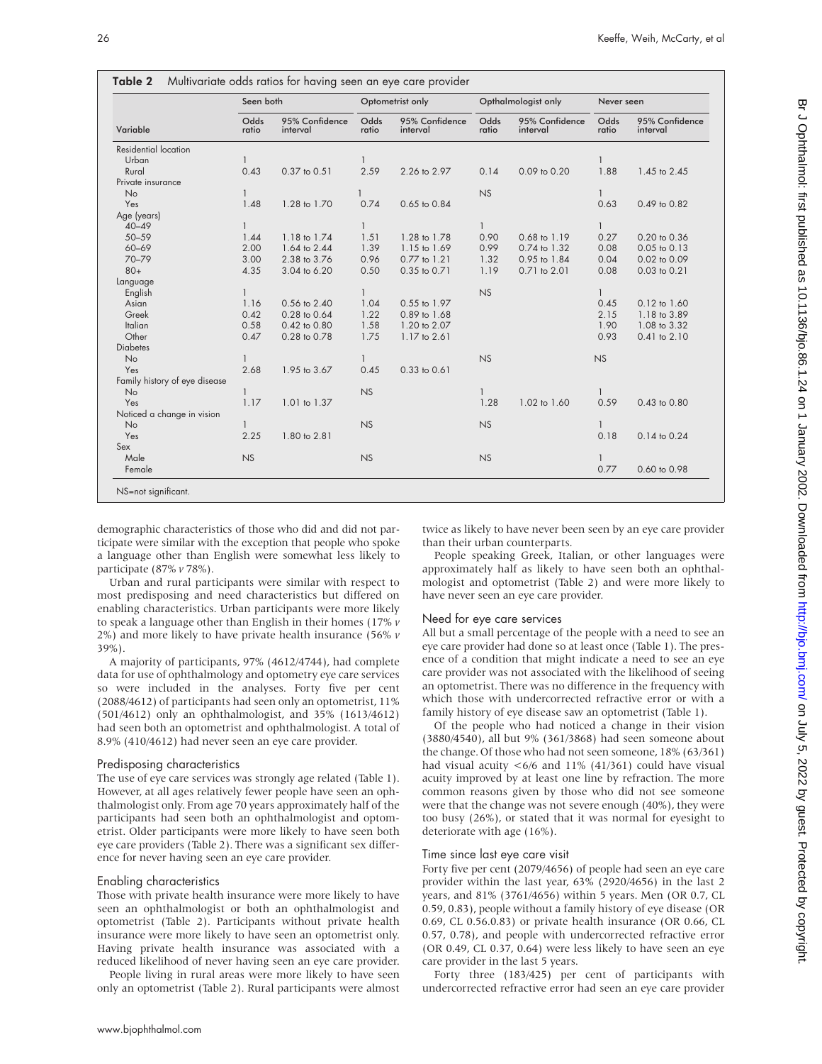**Table 2** Multivariate odds ratios for having seen an eye care provider

| Variable | Seen both | | Optometrist only | | Opthalmologist only | | Never seen | |
|---|---|---|---|---|---|---|---|---|
| | Odds ratio | 95% Confidence interval | Odds ratio | 95% Confidence interval | Odds ratio | 95% Confidence interval | Odds ratio | 95% Confidence interval |
| Residential location | | | | | | | | |
| Urban | 1 | | 1 | | | | 1 | |
| Rural | 0.43 | 0.37 to 0.51 | 2.59 | 2.26 to 2.97 | 0.14 | 0.09 to 0.20 | 1.88 | 1.45 to 2.45 |
| Private insurance | | | | | | | | |
| No | 1 | | 1 | | NS | | 1 | |
| Yes | 1.48 | 1.28 to 1.70 | 0.74 | 0.65 to 0.84 | | | 0.63 | 0.49 to 0.82 |
| Age (years) | | | | | | | | |
| 40–49 | 1 | | 1 | | 1 | | 1 | |
| 50–59 | 1.44 | 1.18 to 1.74 | 1.51 | 1.28 to 1.78 | 0.90 | 0.68 to 1.19 | 0.27 | 0.20 to 0.36 |
| 60–69 | 2.00 | 1.64 to 2.44 | 1.39 | 1.15 to 1.69 | 0.99 | 0.74 to 1.32 | 0.08 | 0.05 to 0.13 |
| 70–79 | 3.00 | 2.38 to 3.76 | 0.96 | 0.77 to 1.21 | 1.32 | 0.95 to 1.84 | 0.04 | 0.02 to 0.09 |
| 80+ | 4.35 | 3.04 to 6.20 | 0.50 | 0.35 to 0.71 | 1.19 | 0.71 to 2.01 | 0.08 | 0.03 to 0.21 |
| Language | | | | | | | | |
| English | 1 | | 1 | | NS | | 1 | |
| Asian | 1.16 | 0.56 to 2.40 | 1.04 | 0.55 to 1.97 | | | 0.45 | 0.12 to 1.60 |
| Greek | 0.42 | 0.28 to 0.64 | 1.22 | 0.89 to 1.68 | | | 2.15 | 1.18 to 3.89 |
| Italian | 0.58 | 0.42 to 0.80 | 1.58 | 1.20 to 2.07 | | | 1.90 | 1.08 to 3.32 |
| Other | 0.47 | 0.28 to 0.78 | 1.75 | 1.17 to 2.61 | | | 0.93 | 0.41 to 2.10 |
| Diabetes | | | | | | | | |
| No | 1 | | 1 | | NS | | NS | |
| Yes | 2.68 | 1.95 to 3.67 | 0.45 | 0.33 to 0.61 | | | | |
| Family history of eye disease | | | | | | | | |
| No | 1 | | NS | | 1 | | 1 | |
| Yes | 1.17 | 1.01 to 1.37 | | | 1.28 | 1.02 to 1.60 | 0.59 | 0.43 to 0.80 |
| Noticed a change in vision | | | | | | | | |
| No | 1 | | NS | | NS | | 1 | |
| Yes | 2.25 | 1.80 to 2.81 | | | | | 0.18 | 0.14 to 0.24 |
| Sex | | | | | | | | |
| Male | NS | | NS | | NS | | 1 | |
| Female | | | | | | | 0.77 | 0.60 to 0.98 |

NS=not significant.

demographic characteristics of those who did and did not participate were similar with the exception that people who spoke a language other than English were somewhat less likely to participate (87% *v* 78%).

Urban and rural participants were similar with respect to most predisposing and need characteristics but differed on enabling characteristics. Urban participants were more likely to speak a language other than English in their homes (17% *v* 2%) and more likely to have private health insurance (56% *v* 39%).

A majority of participants, 97% (4612/4744), had complete data for use of ophthalmology and optometry eye care services so were included in the analyses. Forty five per cent (2088/4612) of participants had seen only an optometrist, 11% (501/4612) only an ophthalmologist, and 35% (1613/4612) had seen both an optometrist and ophthalmologist. A total of 8.9% (410/4612) had never seen an eye care provider.

### Predisposing characteristics

The use of eye care services was strongly age related (Table 1). However, at all ages relatively fewer people have seen an ophthalmologist only. From age 70 years approximately half of the participants had seen both an ophthalmologist and optometrist. Older participants were more likely to have seen both eye care providers (Table 2). There was a significant sex difference for never having seen an eye care provider.

### Enabling characteristics

Those with private health insurance were more likely to have seen an ophthalmologist or both an ophthalmologist and optometrist (Table 2). Participants without private health insurance were more likely to have seen an optometrist only. Having private health insurance was associated with a reduced likelihood of never having seen an eye care provider.

People living in rural areas were more likely to have seen only an optometrist (Table 2). Rural participants were almost twice as likely to have never been seen by an eye care provider than their urban counterparts.

People speaking Greek, Italian, or other languages were approximately half as likely to have seen both an ophthalmologist and optometrist (Table 2) and were more likely to have never seen an eye care provider.

### Need for eye care services

All but a small percentage of the people with a need to see an eye care provider had done so at least once (Table 1). The presence of a condition that might indicate a need to see an eye care provider was not associated with the likelihood of seeing an optometrist. There was no difference in the frequency with which those with undercorrected refractive error or with a family history of eye disease saw an optometrist (Table 1).

Of the people who had noticed a change in their vision (3880/4540), all but 9% (361/3868) had seen someone about the change. Of those who had not seen someone, 18% (63/361) had visual acuity <6/6 and 11% (41/361) could have visual acuity improved by at least one line by refraction. The more common reasons given by those who did not see someone were that the change was not severe enough (40%), they were too busy (26%), or stated that it was normal for eyesight to deteriorate with age (16%).

### Time since last eye care visit

Forty five per cent (2079/4656) of people had seen an eye care provider within the last year, 63% (2920/4656) in the last 2 years, and 81% (3761/4656) within 5 years. Men (OR 0.7, CL 0.59, 0.83), people without a family history of eye disease (OR 0.69, CL 0.56.0.83) or private health insurance (OR 0.66, CL 0.57, 0.78), and people with undercorrected refractive error (OR 0.49, CL 0.37, 0.64) were less likely to have seen an eye care provider in the last 5 years.

Forty three (183/425) per cent of participants with undercorrected refractive error had seen an eye care provider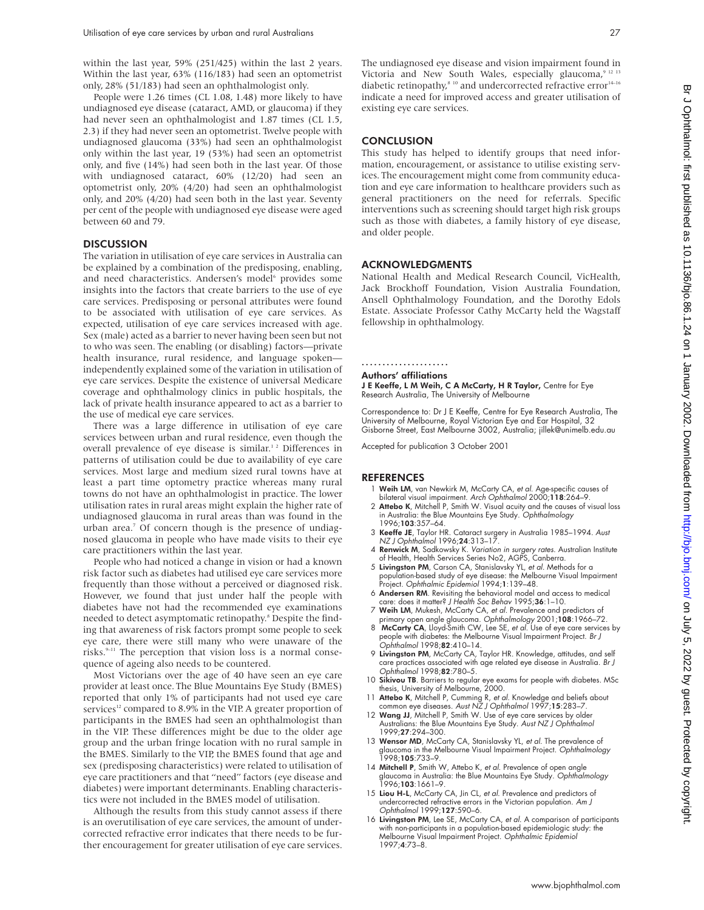within the last year, 59% (251/425) within the last 2 years. Within the last year, 63% (116/183) had seen an optometrist only, 28% (51/183) had seen an ophthalmologist only.

People were 1.26 times (CL 1.08, 1.48) more likely to have undiagnosed eye disease (cataract, AMD, or glaucoma) if they had never seen an ophthalmologist and 1.87 times (CL 1.5, 2.3) if they had never seen an optometrist. Twelve people with undiagnosed glaucoma (33%) had seen an ophthalmologist only within the last year, 19 (53%) had seen an optometrist only, and five (14%) had seen both in the last year. Of those with undiagnosed cataract, 60% (12/20) had seen an optometrist only, 20% (4/20) had seen an ophthalmologist only, and 20% (4/20) had seen both in the last year. Seventy per cent of the people with undiagnosed eye disease were aged between 60 and 79.

## DISCUSSION

The variation in utilisation of eye care services in Australia can be explained by a combination of the predisposing, enabling, and need characteristics. Andersen's model[6] provides some insights into the factors that create barriers to the use of eye care services. Predisposing or personal attributes were found to be associated with utilisation of eye care services. As expected, utilisation of eye care services increased with age. Sex (male) acted as a barrier to never having been seen but not to who was seen. The enabling (or disabling) factors—private health insurance, rural residence, and language spoken—independently explained some of the variation in utilisation of eye care services. Despite the existence of universal Medicare coverage and ophthalmology clinics in public hospitals, the lack of private health insurance appeared to act as a barrier to the use of medical eye care services.

There was a large difference in utilisation of eye care services between urban and rural residence, even though the overall prevalence of eye disease is similar.[1 2] Differences in patterns of utilisation could be due to availability of eye care services. Most large and medium sized rural towns have at least a part time optometry practice whereas many rural towns do not have an ophthalmologist in practice. The lower utilisation rates in rural areas might explain the higher rate of undiagnosed glaucoma in rural areas than was found in the urban area.[7] Of concern though is the presence of undiagnosed glaucoma in people who have made visits to their eye care practitioners within the last year.

People who had noticed a change in vision or had a known risk factor such as diabetes had utilised eye care services more frequently than those without a perceived or diagnosed risk. However, we found that just under half the people with diabetes have not had the recommended eye examinations needed to detect asymptomatic retinopathy.[8] Despite the finding that awareness of risk factors prompt some people to seek eye care, there were still many who were unaware of the risks.[9–11] The perception that vision loss is a normal consequence of ageing also needs to be countered.

Most Victorians over the age of 40 have seen an eye care provider at least once. The Blue Mountains Eye Study (BMES) reported that only 1% of participants had not used eye care services[12] compared to 8.9% in the VIP. A greater proportion of participants in the BMES had seen an ophthalmologist than in the VIP. These differences might be due to the older age group and the urban fringe location with no rural sample in the BMES. Similarly to the VIP, the BMES found that age and sex (predisposing characteristics) were related to utilisation of eye care practitioners and that "need" factors (eye disease and diabetes) were important determinants. Enabling characteristics were not included in the BMES model of utilisation.

Although the results from this study cannot assess if there is an overutilisation of eye care services, the amount of undercorrected refractive error indicates that there needs to be further encouragement for greater utilisation of eye care services. The undiagnosed eye disease and vision impairment found in Victoria and New South Wales, especially glaucoma,[9 12 13] diabetic retinopathy,[8 10] and undercorrected refractive error[14–16] indicate a need for improved access and greater utilisation of existing eye care services.

## CONCLUSION

This study has helped to identify groups that need information, encouragement, or assistance to utilise existing services. The encouragement might come from community education and eye care information to healthcare providers such as general practitioners on the need for referrals. Specific interventions such as screening should target high risk groups such as those with diabetes, a family history of eye disease, and older people.

## ACKNOWLEDGMENTS

National Health and Medical Research Council, VicHealth, Jack Brockhoff Foundation, Vision Australia Foundation, Ansell Ophthalmology Foundation, and the Dorothy Edols Estate. Associate Professor Cathy McCarty held the Wagstaff fellowship in ophthalmology.

### Authors' affiliations

**J E Keeffe, L M Weih, C A McCarty, H R Taylor,** Centre for Eye Research Australia, The University of Melbourne

Correspondence to: Dr J E Keeffe, Centre for Eye Research Australia, The University of Melbourne, Royal Victorian Eye and Ear Hospital, 32 Gisborne Street, East Melbourne 3002, Australia; jillek@unimelb.edu.au

Accepted for publication 3 October 2001

## REFERENCES

1. **Weih LM**, van Newkirk M, McCarty CA, *et al*. Age-specific causes of bilateral visual impairment. *Arch Ophthalmol* 2000;**118**:264–9.
2. **Attebo K**, Mitchell P, Smith W. Visual acuity and the causes of visual loss in Australia: the Blue Mountains Eye Study. *Ophthalmology* 1996;**103**:357–64.
3. **Keeffe JE**, Taylor HR. Cataract surgery in Australia 1985–1994. *Aust NZ J Ophthalmol* 1996;**24**:313–17.
4. **Renwick M**, Sadkowsky K. *Variation in surgery rates*. Australian Institute of Health, Health Services Series No2, AGPS, Canberra.
5. **Livingston PM**, Carson CA, Stanislavsky YL, *et al*. Methods for a population-based study of eye disease: the Melbourne Visual Impairment Project. *Ophthalmic Epidemiol* 1994;**1**:139–48.
6. **Andersen RM**. Revisiting the behavioral model and access to medical care: does it matter? *J Health Soc Behav* 1995;**36**:1–10.
7. **Weih LM**, Mukesh, McCarty CA, *et al*. Prevalence and predictors of primary open angle glaucoma. *Ophthalmology* 2001;**108**:1966–72.
8. **McCarty CA**, Lloyd-Smith CW, Lee SE, *et al*. Use of eye care services by people with diabetes: the Melbourne Visual Impairment Project. *Br J Ophthalmol* 1998;**82**:410–14.
9. **Livingston PM**, McCarty CA, Taylor HR. Knowledge, attitudes, and self care practices associated with age related eye disease in Australia. *Br J Ophthalmol* 1998;**82**:780–5.
10. **Sikivou TB**. Barriers to regular eye exams for people with diabetes. MSc thesis, University of Melbourne, 2000.
11. **Attebo K**, Mitchell P, Cumming R, *et al*. Knowledge and beliefs about common eye diseases. *Aust NZ J Ophthalmol* 1997;**15**:283–7.
12. **Wang JJ**, Mitchell P, Smith W. Use of eye care services by older Australians: the Blue Mountains Eye Study. *Aust NZ J Ophthalmol* 1999;**27**:294–300.
13. **Wensor MD**, McCarty CA, Stanislavsky YL, *et al*. The prevalence of glaucoma in the Melbourne Visual Impairment Project. *Ophthalmology* 1998;**105**:733–9.
14. **Mitchell P**, Smith W, Attebo K, *et al*. Prevalence of open angle glaucoma in Australia: the Blue Mountains Eye Study. *Ophthalmology* 1996;**103**:1661–9.
15. **Liou H-L**, McCarty CA, Jin CL, *et al*. Prevalence and predictors of undercorrected refractive errors in the Victorian population. *Am J Ophthalmol* 1999;**127**:590–6.
16. **Livingston PM**, Lee SE, McCarty CA, *et al*. A comparison of participants with non-participants in a population-based epidemiologic study: the Melbourne Visual Impairment Project. *Ophthalmic Epidemiol* 1997;**4**:73–8.